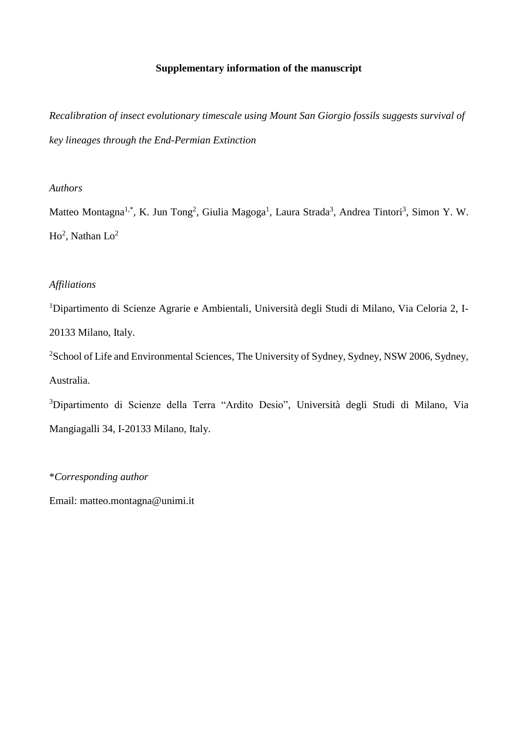**Supplementary information of the manuscript**

*Recalibration of insect evolutionary timescale using Mount San Giorgio fossils suggests survival of key lineages through the End-Permian Extinction*

*Authors*

Matteo Montagna[1,*], K. Jun Tong[2], Giulia Magoga[1], Laura Strada[3], Andrea Tintori[3], Simon Y. W. Ho[2], Nathan Lo[2]

*Affiliations*

[1]Dipartimento di Scienze Agrarie e Ambientali, Università degli Studi di Milano, Via Celoria 2, I-20133 Milano, Italy.

[2]School of Life and Environmental Sciences, The University of Sydney, Sydney, NSW 2006, Sydney, Australia.

[3]Dipartimento di Scienze della Terra "Ardito Desio", Università degli Studi di Milano, Via Mangiagalli 34, I-20133 Milano, Italy.

*\*Corresponding author*

Email: matteo.montagna@unimi.it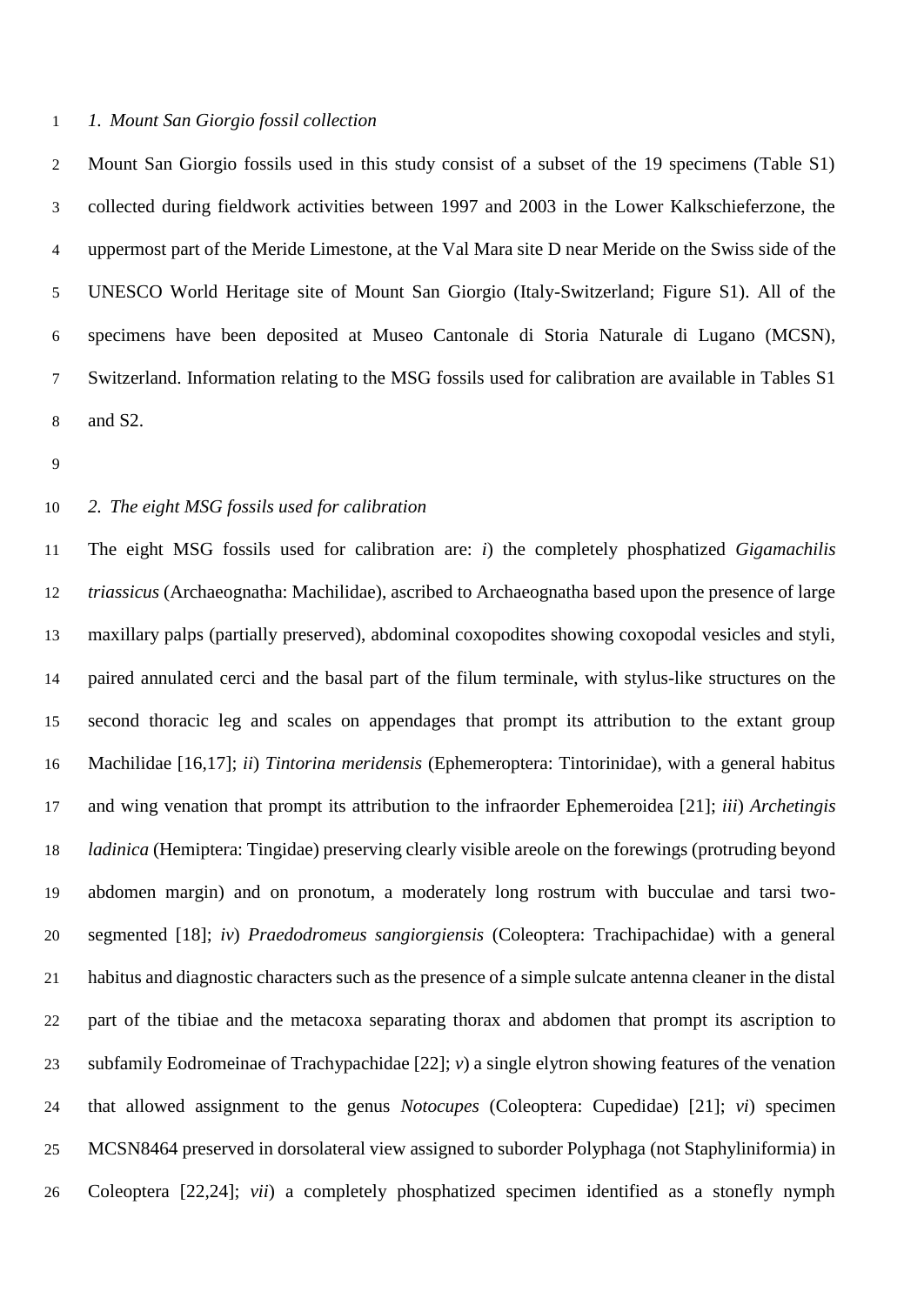*1. Mount San Giorgio fossil collection*

Mount San Giorgio fossils used in this study consist of a subset of the 19 specimens (Table S1) collected during fieldwork activities between 1997 and 2003 in the Lower Kalkschieferzone, the uppermost part of the Meride Limestone, at the Val Mara site D near Meride on the Swiss side of the UNESCO World Heritage site of Mount San Giorgio (Italy-Switzerland; Figure S1). All of the specimens have been deposited at Museo Cantonale di Storia Naturale di Lugano (MCSN), Switzerland. Information relating to the MSG fossils used for calibration are available in Tables S1 and S2.

*2. The eight MSG fossils used for calibration*

The eight MSG fossils used for calibration are: *i*) the completely phosphatized *Gigamachilis triassicus* (Archaeognatha: Machilidae), ascribed to Archaeognatha based upon the presence of large maxillary palps (partially preserved), abdominal coxopodites showing coxopodal vesicles and styli, paired annulated cerci and the basal part of the filum terminale, with stylus-like structures on the second thoracic leg and scales on appendages that prompt its attribution to the extant group Machilidae [16,17]; *ii*) *Tintorina meridensis* (Ephemeroptera: Tintorinidae), with a general habitus and wing venation that prompt its attribution to the infraorder Ephemeroidea [21]; *iii*) *Archetingis ladinica* (Hemiptera: Tingidae) preserving clearly visible areole on the forewings (protruding beyond abdomen margin) and on pronotum, a moderately long rostrum with bucculae and tarsi two-segmented [18]; *iv*) *Praedodromeus sangiorgiensis* (Coleoptera: Trachipachidae) with a general habitus and diagnostic characters such as the presence of a simple sulcate antenna cleaner in the distal part of the tibiae and the metacoxa separating thorax and abdomen that prompt its ascription to subfamily Eodromeinae of Trachypachidae [22]; *v*) a single elytron showing features of the venation that allowed assignment to the genus *Notocupes* (Coleoptera: Cupedidae) [21]; *vi*) specimen MCSN8464 preserved in dorsolateral view assigned to suborder Polyphaga (not Staphyliniformia) in Coleoptera [22,24]; *vii*) a completely phosphatized specimen identified as a stonefly nymph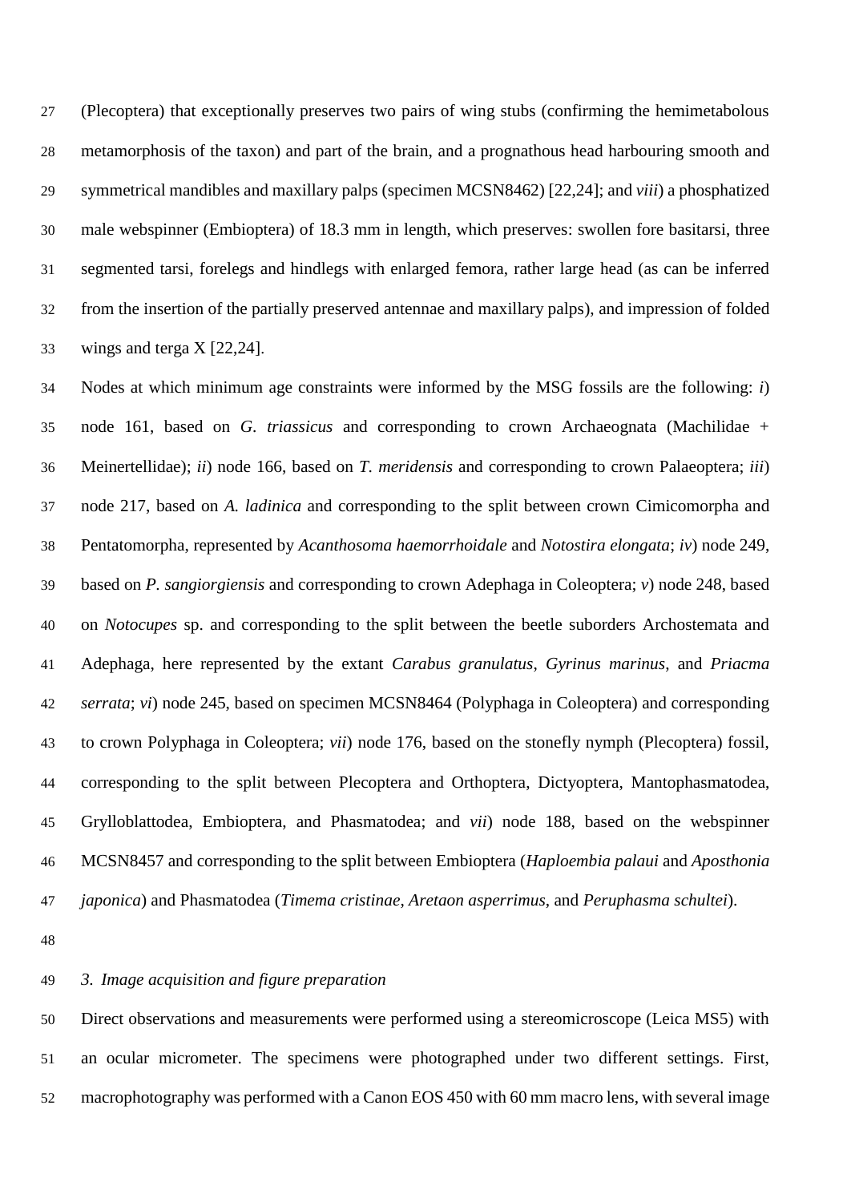(Plecoptera) that exceptionally preserves two pairs of wing stubs (confirming the hemimetabolous metamorphosis of the taxon) and part of the brain, and a prognathous head harbouring smooth and symmetrical mandibles and maxillary palps (specimen MCSN8462) [22,24]; and *viii*) a phosphatized male webspinner (Embioptera) of 18.3 mm in length, which preserves: swollen fore basitarsi, three segmented tarsi, forelegs and hindlegs with enlarged femora, rather large head (as can be inferred from the insertion of the partially preserved antennae and maxillary palps), and impression of folded wings and terga X [22,24].

Nodes at which minimum age constraints were informed by the MSG fossils are the following: *i*) node 161, based on *G. triassicus* and corresponding to crown Archaeognata (Machilidae + Meinertellidae); *ii*) node 166, based on *T. meridensis* and corresponding to crown Palaeoptera; *iii*) node 217, based on *A. ladinica* and corresponding to the split between crown Cimicomorpha and Pentatomorpha, represented by *Acanthosoma haemorrhoidale* and *Notostira elongata*; *iv*) node 249, based on *P. sangiorgiensis* and corresponding to crown Adephaga in Coleoptera; *v*) node 248, based on *Notocupes* sp. and corresponding to the split between the beetle suborders Archostemata and Adephaga, here represented by the extant *Carabus granulatus*, *Gyrinus marinus*, and *Priacma serrata*; *vi*) node 245, based on specimen MCSN8464 (Polyphaga in Coleoptera) and corresponding to crown Polyphaga in Coleoptera; *vii*) node 176, based on the stonefly nymph (Plecoptera) fossil, corresponding to the split between Plecoptera and Orthoptera, Dictyoptera, Mantophasmatodea, Grylloblattodea, Embioptera, and Phasmatodea; and *vii*) node 188, based on the webspinner MCSN8457 and corresponding to the split between Embioptera (*Haploembia palaui* and *Aposthonia japonica*) and Phasmatodea (*Timema cristinae*, *Aretaon asperrimus*, and *Peruphasma schultei*).

### *3. Image acquisition and figure preparation*

Direct observations and measurements were performed using a stereomicroscope (Leica MS5) with an ocular micrometer. The specimens were photographed under two different settings. First, macrophotography was performed with a Canon EOS 450 with 60 mm macro lens, with several image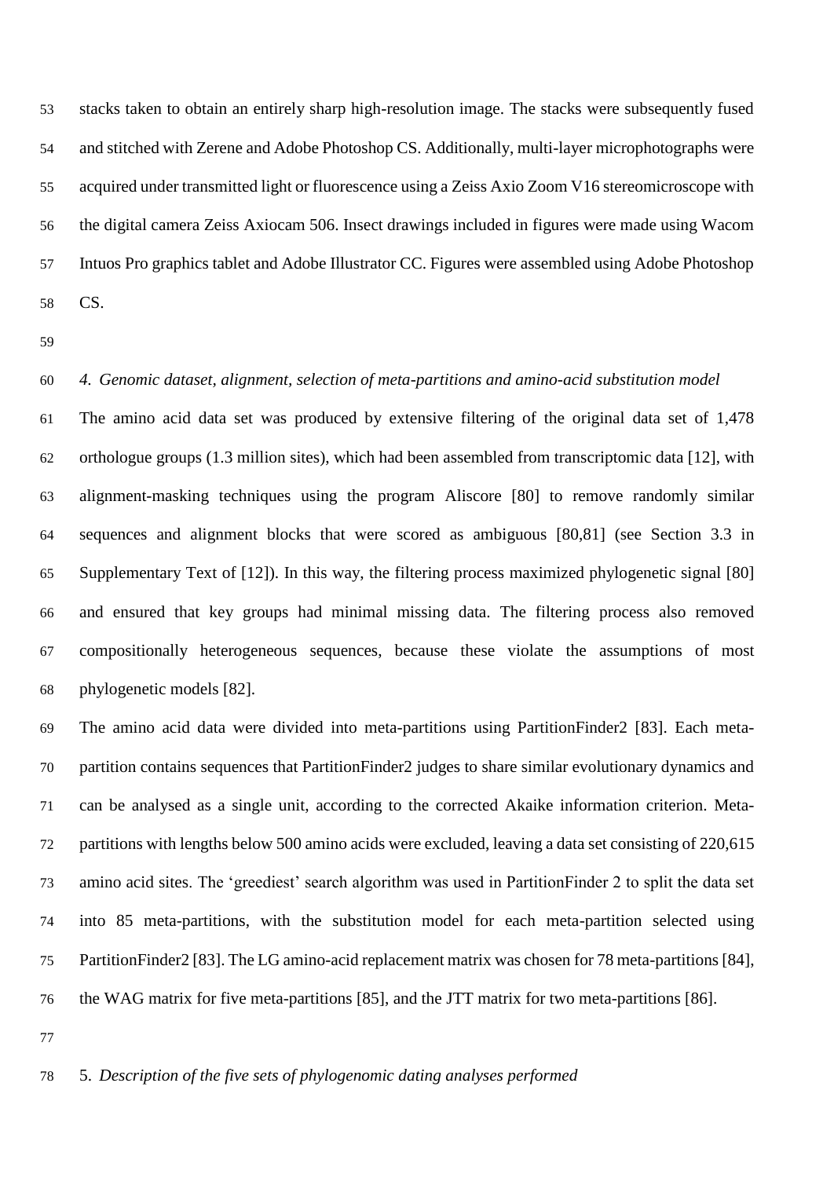stacks taken to obtain an entirely sharp high-resolution image. The stacks were subsequently fused and stitched with Zerene and Adobe Photoshop CS. Additionally, multi-layer microphotographs were acquired under transmitted light or fluorescence using a Zeiss Axio Zoom V16 stereomicroscope with the digital camera Zeiss Axiocam 506. Insect drawings included in figures were made using Wacom Intuos Pro graphics tablet and Adobe Illustrator CC. Figures were assembled using Adobe Photoshop CS.

*4. Genomic dataset, alignment, selection of meta-partitions and amino-acid substitution model*

The amino acid data set was produced by extensive filtering of the original data set of 1,478 orthologue groups (1.3 million sites), which had been assembled from transcriptomic data [12], with alignment-masking techniques using the program Aliscore [80] to remove randomly similar sequences and alignment blocks that were scored as ambiguous [80,81] (see Section 3.3 in Supplementary Text of [12]). In this way, the filtering process maximized phylogenetic signal [80] and ensured that key groups had minimal missing data. The filtering process also removed compositionally heterogeneous sequences, because these violate the assumptions of most phylogenetic models [82].

The amino acid data were divided into meta-partitions using PartitionFinder2 [83]. Each meta-partition contains sequences that PartitionFinder2 judges to share similar evolutionary dynamics and can be analysed as a single unit, according to the corrected Akaike information criterion. Meta-partitions with lengths below 500 amino acids were excluded, leaving a data set consisting of 220,615 amino acid sites. The 'greediest' search algorithm was used in PartitionFinder 2 to split the data set into 85 meta-partitions, with the substitution model for each meta-partition selected using PartitionFinder2 [83]. The LG amino-acid replacement matrix was chosen for 78 meta-partitions [84], the WAG matrix for five meta-partitions [85], and the JTT matrix for two meta-partitions [86].

5. *Description of the five sets of phylogenomic dating analyses performed*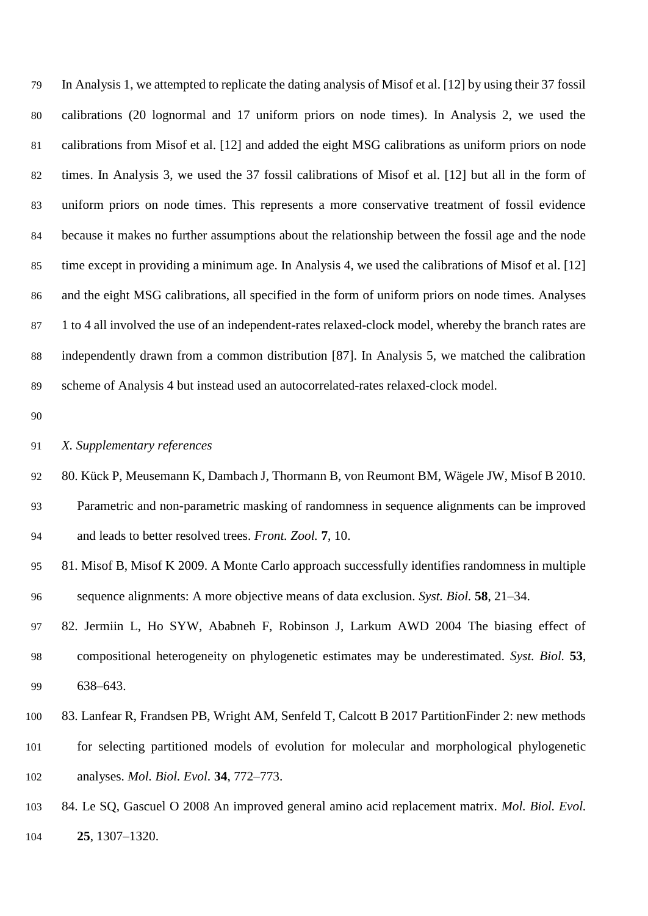In Analysis 1, we attempted to replicate the dating analysis of Misof et al. [12] by using their 37 fossil calibrations (20 lognormal and 17 uniform priors on node times). In Analysis 2, we used the calibrations from Misof et al. [12] and added the eight MSG calibrations as uniform priors on node times. In Analysis 3, we used the 37 fossil calibrations of Misof et al. [12] but all in the form of uniform priors on node times. This represents a more conservative treatment of fossil evidence because it makes no further assumptions about the relationship between the fossil age and the node time except in providing a minimum age. In Analysis 4, we used the calibrations of Misof et al. [12] and the eight MSG calibrations, all specified in the form of uniform priors on node times. Analyses 1 to 4 all involved the use of an independent-rates relaxed-clock model, whereby the branch rates are independently drawn from a common distribution [87]. In Analysis 5, we matched the calibration scheme of Analysis 4 but instead used an autocorrelated-rates relaxed-clock model.

*X. Supplementary references*

80. Kück P, Meusemann K, Dambach J, Thormann B, von Reumont BM, Wägele JW, Misof B 2010. Parametric and non-parametric masking of randomness in sequence alignments can be improved and leads to better resolved trees. *Front. Zool.* **7**, 10.

81. Misof B, Misof K 2009. A Monte Carlo approach successfully identifies randomness in multiple sequence alignments: A more objective means of data exclusion. *Syst. Biol.* **58**, 21–34.

82. Jermiin L, Ho SYW, Ababneh F, Robinson J, Larkum AWD 2004 The biasing effect of compositional heterogeneity on phylogenetic estimates may be underestimated. *Syst. Biol.* **53**, 638–643.

83. Lanfear R, Frandsen PB, Wright AM, Senfeld T, Calcott B 2017 PartitionFinder 2: new methods for selecting partitioned models of evolution for molecular and morphological phylogenetic analyses. *Mol. Biol. Evol.* **34**, 772–773.

84. Le SQ, Gascuel O 2008 An improved general amino acid replacement matrix. *Mol. Biol. Evol.* **25**, 1307–1320.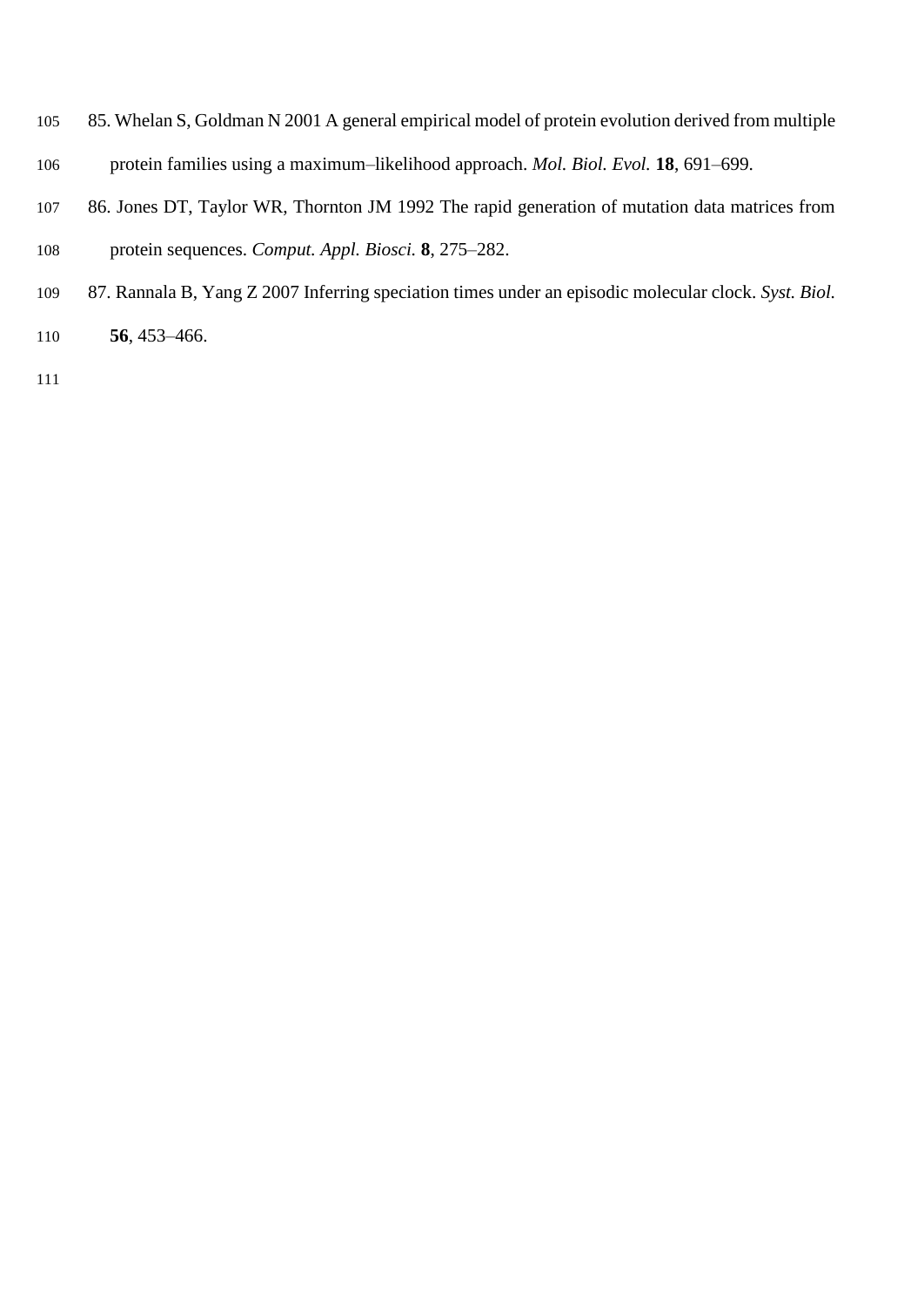85. Whelan S, Goldman N 2001 A general empirical model of protein evolution derived from multiple protein families using a maximum–likelihood approach. *Mol. Biol. Evol.* **18**, 691–699.

86. Jones DT, Taylor WR, Thornton JM 1992 The rapid generation of mutation data matrices from protein sequences. *Comput. Appl. Biosci.* **8**, 275–282.

87. Rannala B, Yang Z 2007 Inferring speciation times under an episodic molecular clock. *Syst. Biol.* **56**, 453–466.